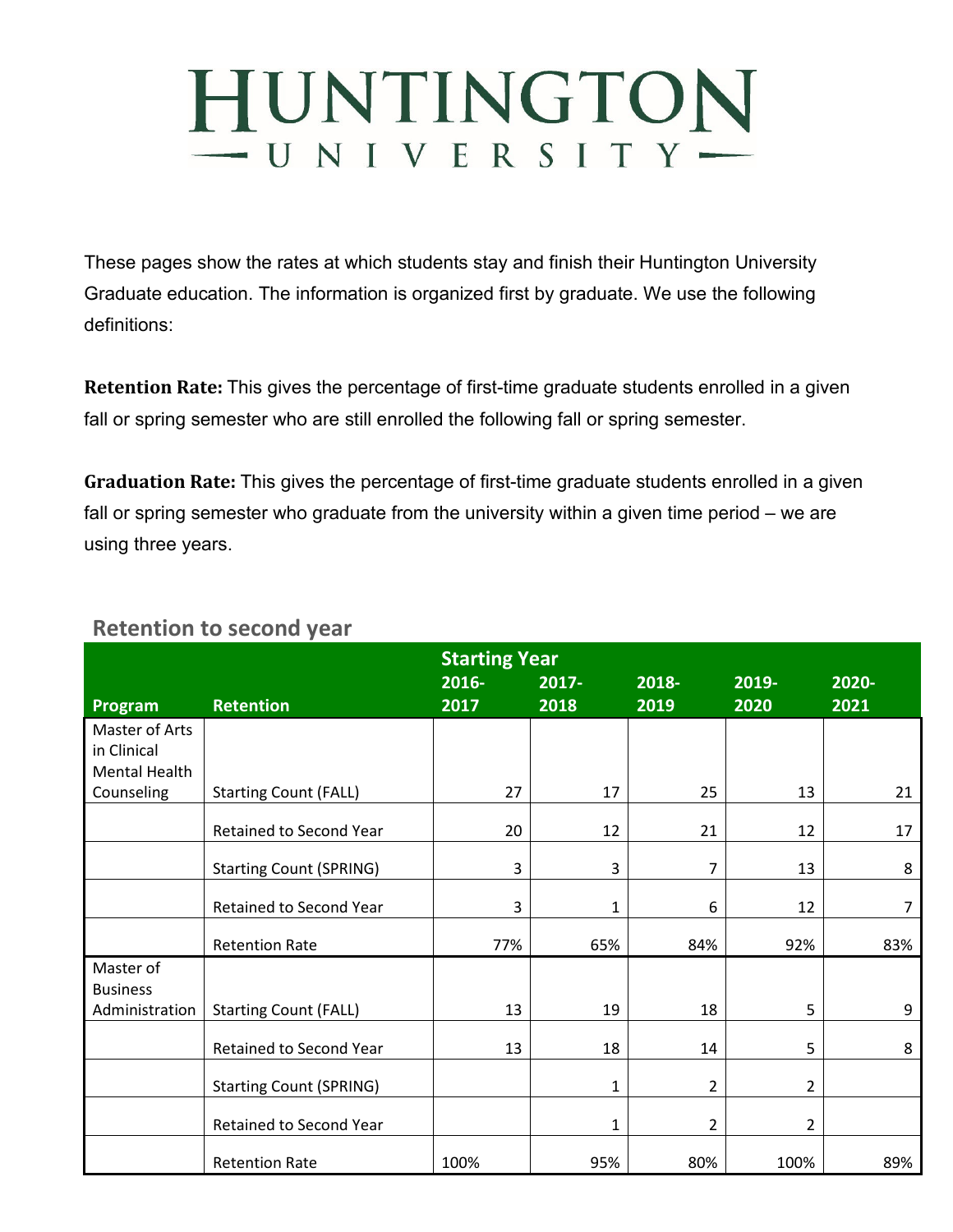# HUNTINGTON UNIVERSITY

These pages show the rates at which students stay and finish their Huntington University Graduate education. The information is organized first by graduate. We use the following definitions:

**Retention Rate:** This gives the percentage of first-time graduate students enrolled in a given fall or spring semester who are still enrolled the following fall or spring semester.

**Graduation Rate:** This gives the percentage of first-time graduate students enrolled in a given fall or spring semester who graduate from the university within a given time period – we are using three years.

## Retention to second year

| | | Starting Year | | | | |
|---|---|---|---|---|---|---|
| **Program** | **Retention** | **2016-2017** | **2017-2018** | **2018-2019** | **2019-2020** | **2020-2021** |
| Master of Arts in Clinical Mental Health Counseling | Starting Count (FALL) | 27 | 17 | 25 | 13 | 21 |
| | Retained to Second Year | 20 | 12 | 21 | 12 | 17 |
| | Starting Count (SPRING) | 3 | 3 | 7 | 13 | 8 |
| | Retained to Second Year | 3 | 1 | 6 | 12 | 7 |
| | Retention Rate | 77% | 65% | 84% | 92% | 83% |
| Master of Business Administration | Starting Count (FALL) | 13 | 19 | 18 | 5 | 9 |
| | Retained to Second Year | 13 | 18 | 14 | 5 | 8 |
| | Starting Count (SPRING) | | 1 | 2 | 2 | |
| | Retained to Second Year | | 1 | 2 | 2 | |
| | Retention Rate | 100% | 95% | 80% | 100% | 89% |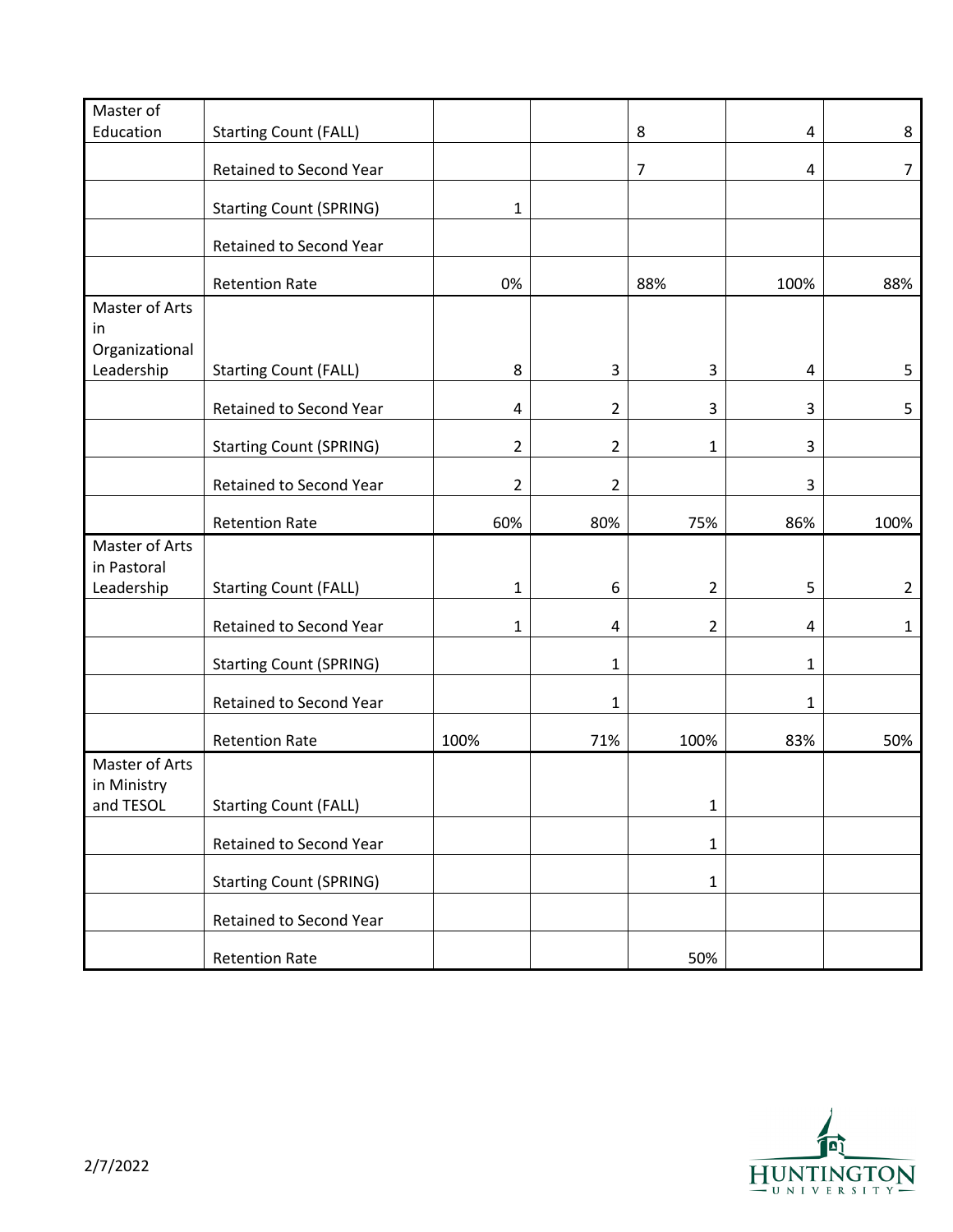| | | | | | | |
|---|---|---|---|---|---|---|
| Master of Education | Starting Count (FALL) | | | 8 | 4 | 8 |
| | Retained to Second Year | | | 7 | 4 | 7 |
| | Starting Count (SPRING) | 1 | | | | |
| | Retained to Second Year | | | | | |
| | Retention Rate | 0% | | 88% | 100% | 88% |
| Master of Arts in Organizational Leadership | Starting Count (FALL) | 8 | 3 | 3 | 4 | 5 |
| | Retained to Second Year | 4 | 2 | 3 | 3 | 5 |
| | Starting Count (SPRING) | 2 | 2 | 1 | 3 | |
| | Retained to Second Year | 2 | 2 | | 3 | |
| | Retention Rate | 60% | 80% | 75% | 86% | 100% |
| Master of Arts in Pastoral Leadership | Starting Count (FALL) | 1 | 6 | 2 | 5 | 2 |
| | Retained to Second Year | 1 | 4 | 2 | 4 | 1 |
| | Starting Count (SPRING) | | 1 | | 1 | |
| | Retained to Second Year | | 1 | | 1 | |
| | Retention Rate | 100% | 71% | 100% | 83% | 50% |
| Master of Arts in Ministry and TESOL | Starting Count (FALL) | | | 1 | | |
| | Retained to Second Year | | | 1 | | |
| | Starting Count (SPRING) | | | 1 | | |
| | Retained to Second Year | | | | | |
| | Retention Rate | | | 50% | | |

2/7/2022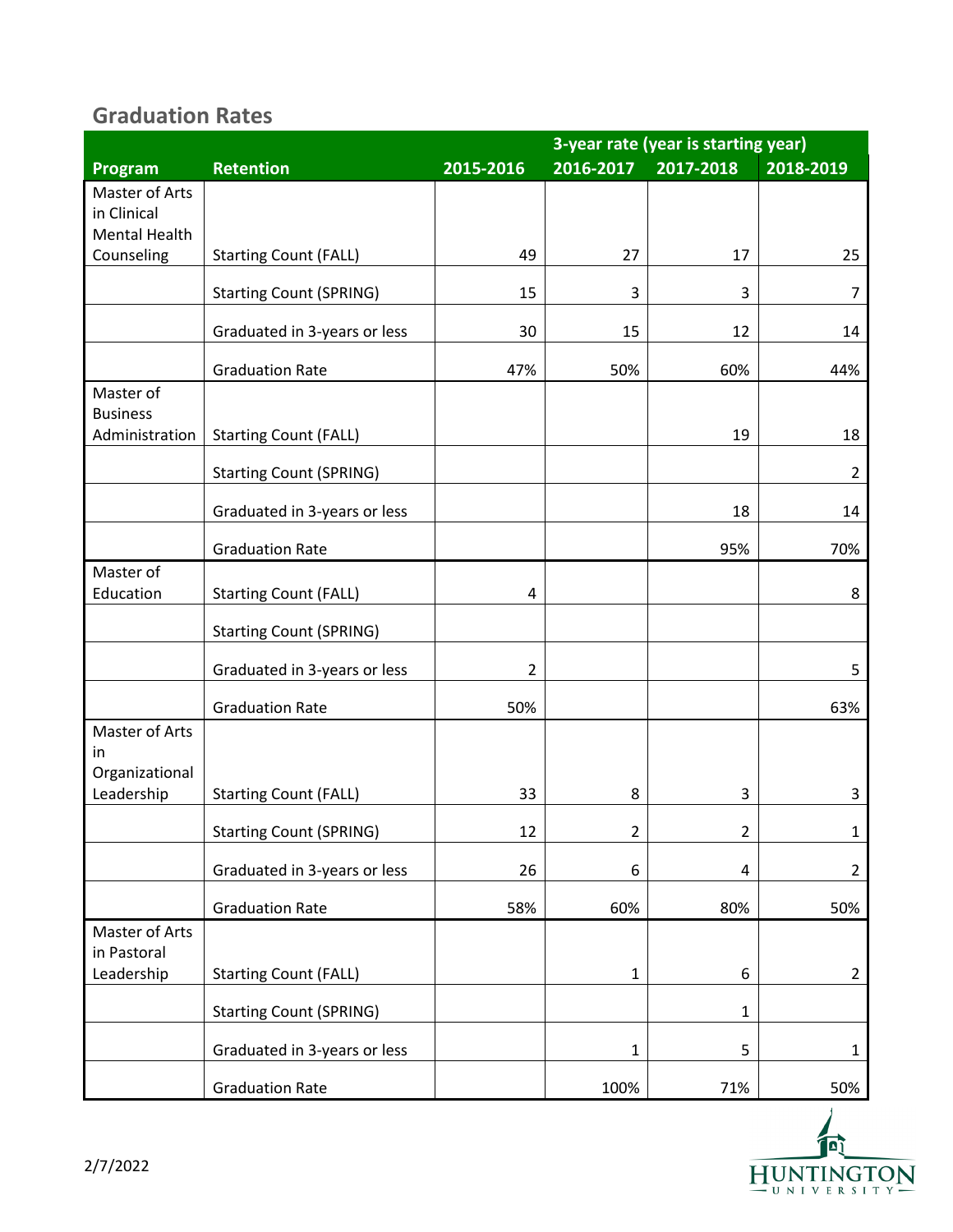## Graduation Rates

| Program | Retention | 2015-2016 | 3-year rate (year is starting year) 2016-2017 | 2017-2018 | 2018-2019 |
|---|---|---|---|---|---|
| Master of Arts in Clinical Mental Health Counseling | Starting Count (FALL) | 49 | 27 | 17 | 25 |
| | Starting Count (SPRING) | 15 | 3 | 3 | 7 |
| | Graduated in 3-years or less | 30 | 15 | 12 | 14 |
| | Graduation Rate | 47% | 50% | 60% | 44% |
| Master of Business Administration | Starting Count (FALL) | | | 19 | 18 |
| | Starting Count (SPRING) | | | | 2 |
| | Graduated in 3-years or less | | | 18 | 14 |
| | Graduation Rate | | | 95% | 70% |
| Master of Education | Starting Count (FALL) | 4 | | | 8 |
| | Starting Count (SPRING) | | | | |
| | Graduated in 3-years or less | 2 | | | 5 |
| | Graduation Rate | 50% | | | 63% |
| Master of Arts in Organizational Leadership | Starting Count (FALL) | 33 | 8 | 3 | 3 |
| | Starting Count (SPRING) | 12 | 2 | 2 | 1 |
| | Graduated in 3-years or less | 26 | 6 | 4 | 2 |
| | Graduation Rate | 58% | 60% | 80% | 50% |
| Master of Arts in Pastoral Leadership | Starting Count (FALL) | | 1 | 6 | 2 |
| | Starting Count (SPRING) | | | 1 | |
| | Graduated in 3-years or less | | 1 | 5 | 1 |
| | Graduation Rate | | 100% | 71% | 50% |

2/7/2022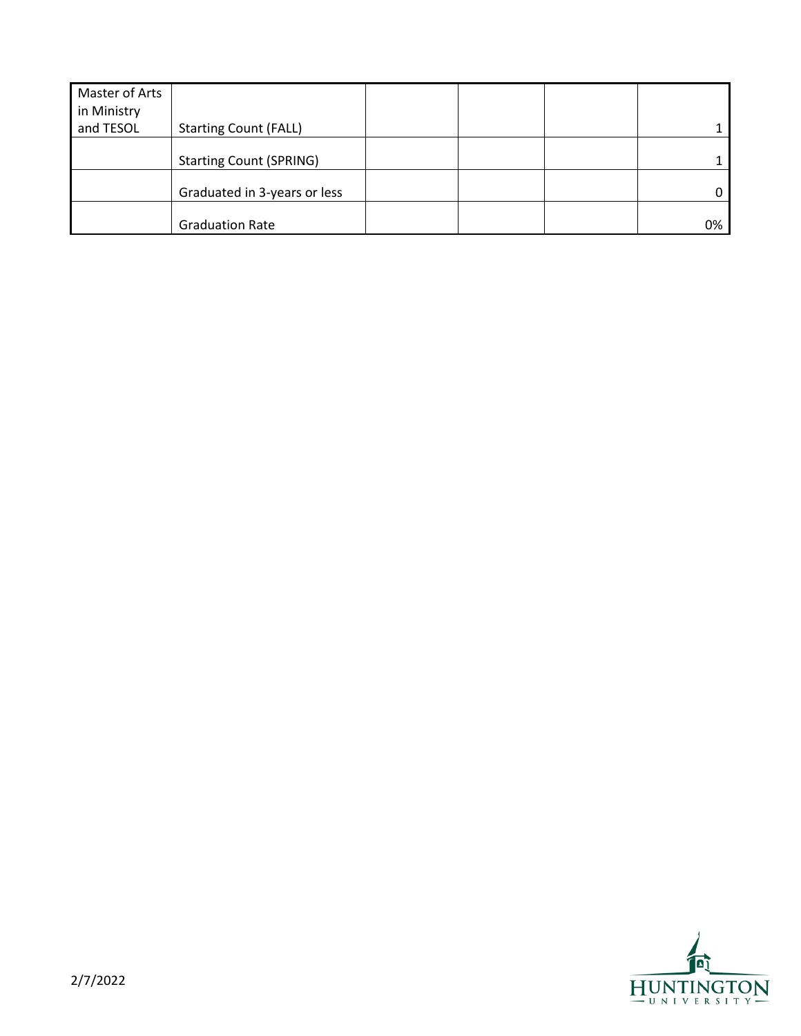| | | | | | |
|---|---|---|---|---|---|
| Master of Arts in Ministry and TESOL | Starting Count (FALL) | | | | 1 |
| | Starting Count (SPRING) | | | | 1 |
| | Graduated in 3-years or less | | | | 0 |
| | Graduation Rate | | | | 0% |

2/7/2022

HUNTINGTON UNIVERSITY